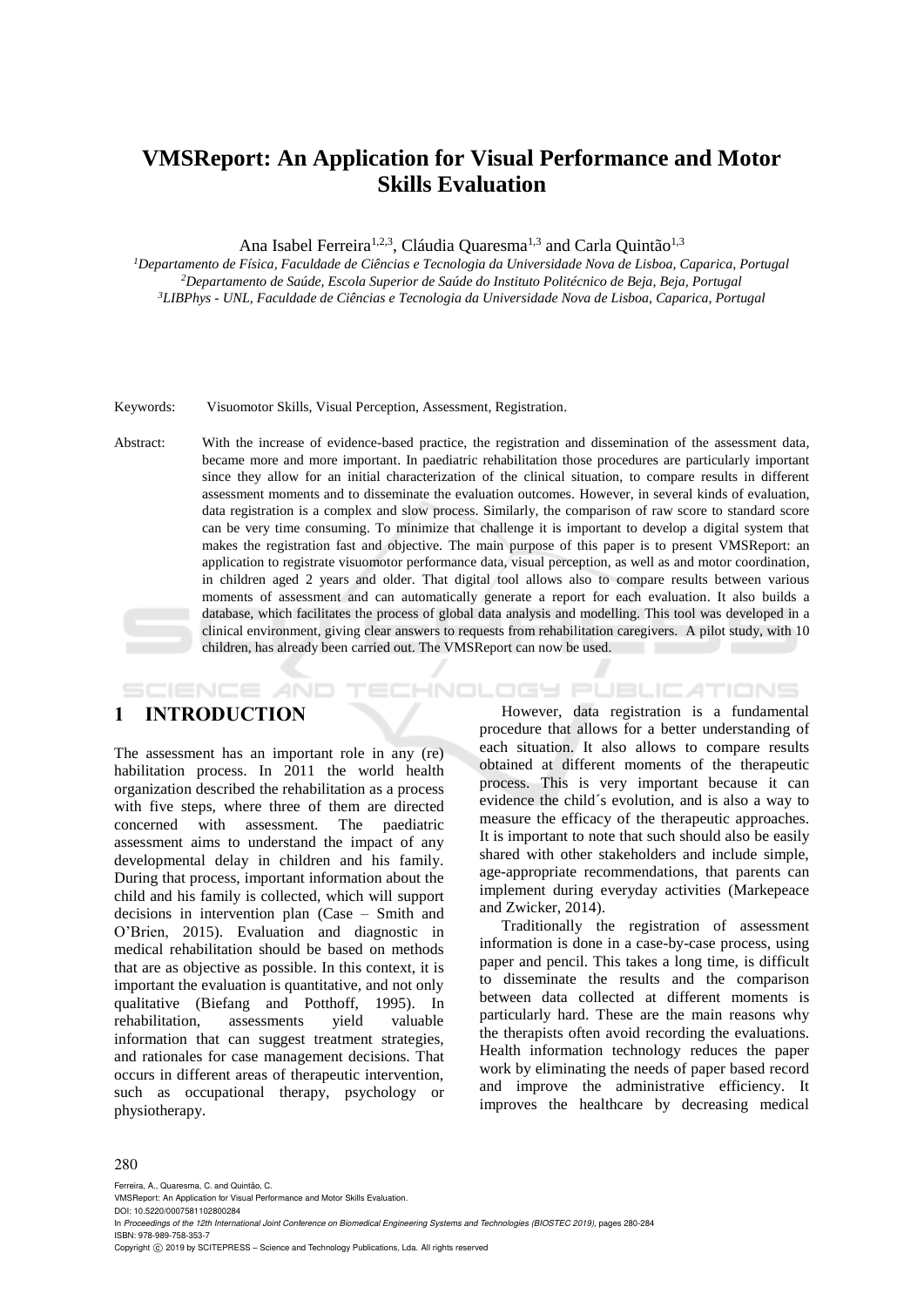# VMSReport: An Application for Visual Performance and Motor Skills Evaluation

Ana Isabel Ferreira[1,2,3], Cláudia Quaresma[1,3] and Carla Quintão[1,3]

[1]Departamento de Física, Faculdade de Ciências e Tecnologia da Universidade Nova de Lisboa, Caparica, Portugal
[2]Departamento de Saúde, Escola Superior de Saúde do Instituto Politécnico de Beja, Beja, Portugal
[3]LIBPhys - UNL, Faculdade de Ciências e Tecnologia da Universidade Nova de Lisboa, Caparica, Portugal

Keywords: Visuomotor Skills, Visual Perception, Assessment, Registration.

Abstract: With the increase of evidence-based practice, the registration and dissemination of the assessment data, became more and more important. In paediatric rehabilitation those procedures are particularly important since they allow for an initial characterization of the clinical situation, to compare results in different assessment moments and to disseminate the evaluation outcomes. However, in several kinds of evaluation, data registration is a complex and slow process. Similarly, the comparison of raw score to standard score can be very time consuming. To minimize that challenge it is important to develop a digital system that makes the registration fast and objective. The main purpose of this paper is to present VMSReport: an application to registrate visuomotor performance data, visual perception, as well as and motor coordination, in children aged 2 years and older. That digital tool allows also to compare results between various moments of assessment and can automatically generate a report for each evaluation. It also builds a database, which facilitates the process of global data analysis and modelling. This tool was developed in a clinical environment, giving clear answers to requests from rehabilitation caregivers. A pilot study, with 10 children, has already been carried out. The VMSReport can now be used.

## 1 INTRODUCTION

The assessment has an important role in any (re) habilitation process. In 2011 the world health organization described the rehabilitation as a process with five steps, where three of them are directed concerned with assessment. The paediatric assessment aims to understand the impact of any developmental delay in children and his family. During that process, important information about the child and his family is collected, which will support decisions in intervention plan (Case – Smith and O'Brien, 2015). Evaluation and diagnostic in medical rehabilitation should be based on methods that are as objective as possible. In this context, it is important the evaluation is quantitative, and not only qualitative (Biefang and Potthoff, 1995). In rehabilitation, assessments yield valuable information that can suggest treatment strategies, and rationales for case management decisions. That occurs in different areas of therapeutic intervention, such as occupational therapy, psychology or physiotherapy.

However, data registration is a fundamental procedure that allows for a better understanding of each situation. It also allows to compare results obtained at different moments of the therapeutic process. This is very important because it can evidence the child´s evolution, and is also a way to measure the efficacy of the therapeutic approaches. It is important to note that such should also be easily shared with other stakeholders and include simple, age-appropriate recommendations, that parents can implement during everyday activities (Markepeace and Zwicker, 2014).

Traditionally the registration of assessment information is done in a case-by-case process, using paper and pencil. This takes a long time, is difficult to disseminate the results and the comparison between data collected at different moments is particularly hard. These are the main reasons why the therapists often avoid recording the evaluations. Health information technology reduces the paper work by eliminating the needs of paper based record and improve the administrative efficiency. It improves the healthcare by decreasing medical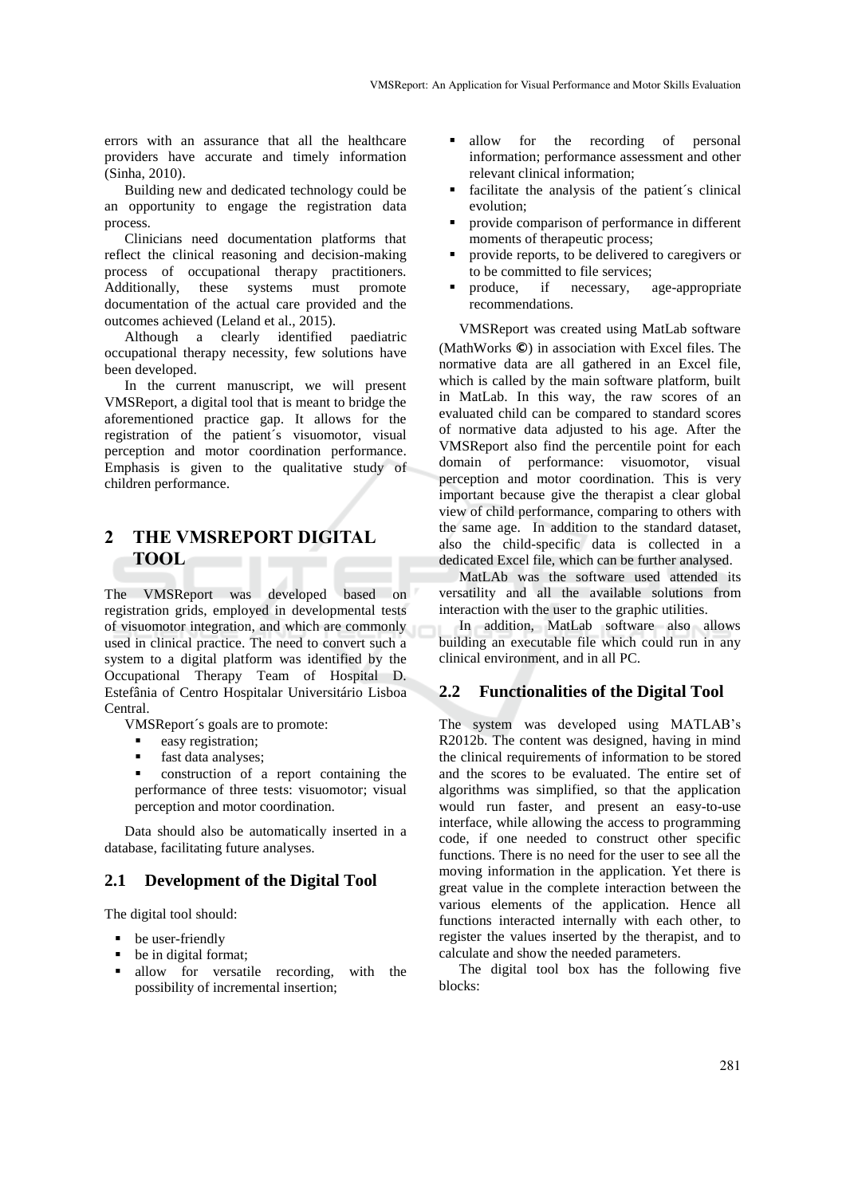errors with an assurance that all the healthcare providers have accurate and timely information (Sinha, 2010).

Building new and dedicated technology could be an opportunity to engage the registration data process.

Clinicians need documentation platforms that reflect the clinical reasoning and decision-making process of occupational therapy practitioners. Additionally, these systems must promote documentation of the actual care provided and the outcomes achieved (Leland et al., 2015).

Although a clearly identified paediatric occupational therapy necessity, few solutions have been developed.

In the current manuscript, we will present VMSReport, a digital tool that is meant to bridge the aforementioned practice gap. It allows for the registration of the patient´s visuomotor, visual perception and motor coordination performance. Emphasis is given to the qualitative study of children performance.

## 2 THE VMSREPORT DIGITAL TOOL

The VMSReport was developed based on registration grids, employed in developmental tests of visuomotor integration, and which are commonly used in clinical practice. The need to convert such a system to a digital platform was identified by the Occupational Therapy Team of Hospital D. Estefânia of Centro Hospitalar Universitário Lisboa Central.

VMSReport´s goals are to promote:

- easy registration;
- fast data analyses;
- construction of a report containing the performance of three tests: visuomotor; visual perception and motor coordination.

Data should also be automatically inserted in a database, facilitating future analyses.

### 2.1 Development of the Digital Tool

The digital tool should:

- be user-friendly
- be in digital format;
- allow for versatile recording, with the possibility of incremental insertion;
- allow for the recording of personal information; performance assessment and other relevant clinical information;
- facilitate the analysis of the patient´s clinical evolution;
- provide comparison of performance in different moments of therapeutic process;
- provide reports, to be delivered to caregivers or to be committed to file services;
- produce, if necessary, age-appropriate recommendations.

VMSReport was created using MatLab software (MathWorks ©) in association with Excel files. The normative data are all gathered in an Excel file, which is called by the main software platform, built in MatLab. In this way, the raw scores of an evaluated child can be compared to standard scores of normative data adjusted to his age. After the VMSReport also find the percentile point for each domain of performance: visuomotor, visual perception and motor coordination. This is very important because give the therapist a clear global view of child performance, comparing to others with the same age. In addition to the standard dataset, also the child-specific data is collected in a dedicated Excel file, which can be further analysed.

MatLAb was the software used attended its versatility and all the available solutions from interaction with the user to the graphic utilities.

In addition, MatLab software also allows building an executable file which could run in any clinical environment, and in all PC.

### 2.2 Functionalities of the Digital Tool

The system was developed using MATLAB's R2012b. The content was designed, having in mind the clinical requirements of information to be stored and the scores to be evaluated. The entire set of algorithms was simplified, so that the application would run faster, and present an easy-to-use interface, while allowing the access to programming code, if one needed to construct other specific functions. There is no need for the user to see all the moving information in the application. Yet there is great value in the complete interaction between the various elements of the application. Hence all functions interacted internally with each other, to register the values inserted by the therapist, and to calculate and show the needed parameters.

The digital tool box has the following five blocks: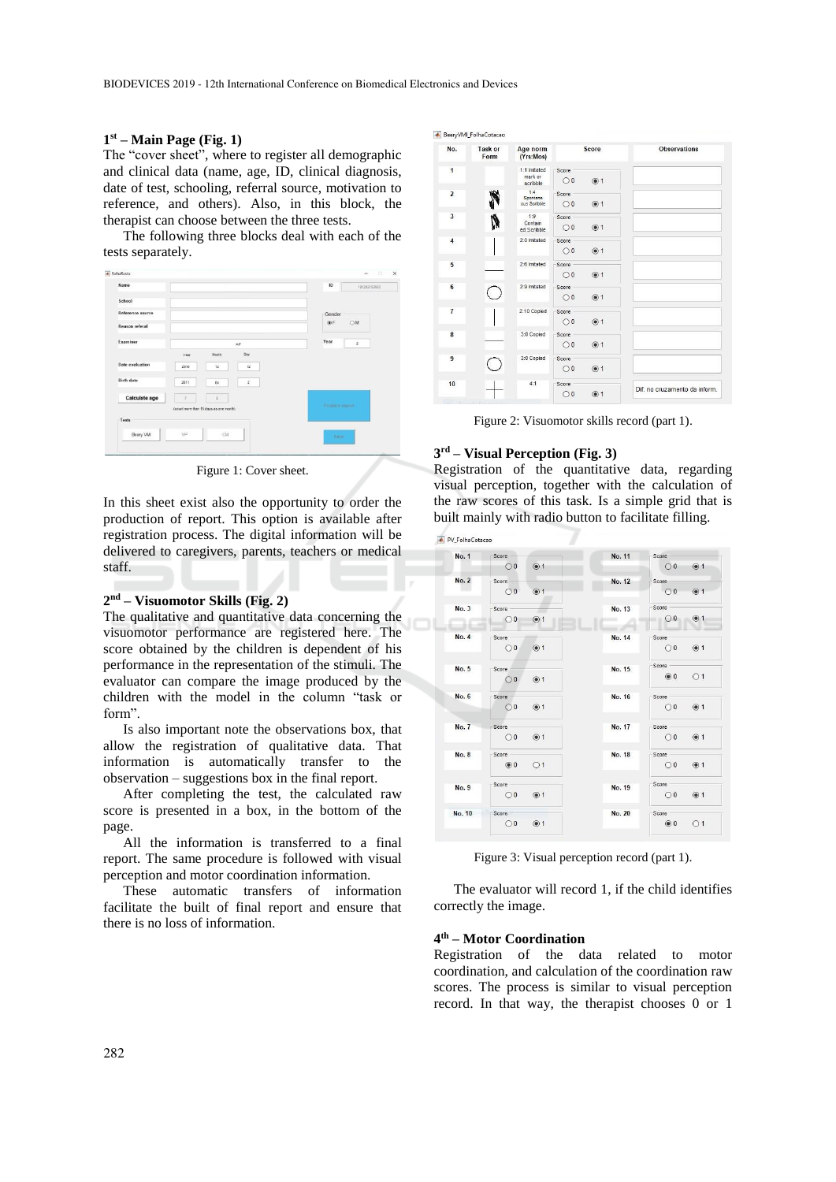### 1st – Main Page (Fig. 1)

The "cover sheet", where to register all demographic and clinical data (name, age, ID, clinical diagnosis, date of test, schooling, referral source, motivation to reference, and others). Also, in this block, the therapist can choose between the three tests.

The following three blocks deal with each of the tests separately.

Figure 1: Cover sheet.

In this sheet exist also the opportunity to order the production of report. This option is available after registration process. The digital information will be delivered to caregivers, parents, teachers or medical staff.

### 2nd – Visuomotor Skills (Fig. 2)

The qualitative and quantitative data concerning the visuomotor performance are registered here. The score obtained by the children is dependent of his performance in the representation of the stimuli. The evaluator can compare the image produced by the children with the model in the column "task or form".

Is also important note the observations box, that allow the registration of qualitative data. That information is automatically transfer to the observation – suggestions box in the final report.

After completing the test, the calculated raw score is presented in a box, in the bottom of the page.

All the information is transferred to a final report. The same procedure is followed with visual perception and motor coordination information.

These automatic transfers of information facilitate the built of final report and ensure that there is no loss of information.

Figure 2: Visuomotor skills record (part 1).

### 3rd – Visual Perception (Fig. 3)

Registration of the quantitative data, regarding visual perception, together with the calculation of the raw scores of this task. Is a simple grid that is built mainly with radio button to facilitate filling.

Figure 3: Visual perception record (part 1).

The evaluator will record 1, if the child identifies correctly the image.

### 4th – Motor Coordination

Registration of the data related to motor coordination, and calculation of the coordination raw scores. The process is similar to visual perception record. In that way, the therapist chooses 0 or 1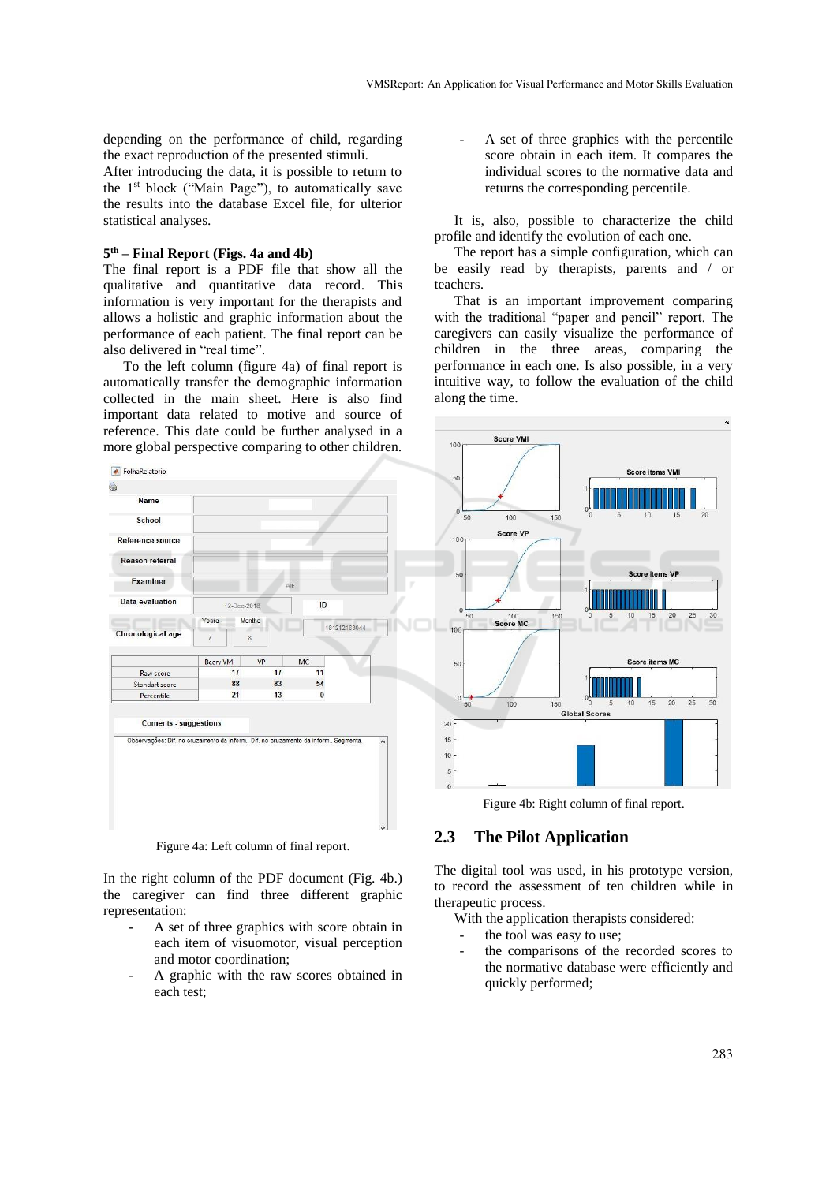depending on the performance of child, regarding the exact reproduction of the presented stimuli.
After introducing the data, it is possible to return to the 1st block ("Main Page"), to automatically save the results into the database Excel file, for ulterior statistical analyses.

**5th – Final Report (Figs. 4a and 4b)**
The final report is a PDF file that show all the qualitative and quantitative data record. This information is very important for the therapists and allows a holistic and graphic information about the performance of each patient. The final report can be also delivered in "real time".

To the left column (figure 4a) of final report is automatically transfer the demographic information collected in the main sheet. Here is also find important data related to motive and source of reference. This date could be further analysed in a more global perspective comparing to other children.

Figure 4a: Left column of final report.

In the right column of the PDF document (Fig. 4b.) the caregiver can find three different graphic representation:

- A set of three graphics with score obtain in each item of visuomotor, visual perception and motor coordination;
- A graphic with the raw scores obtained in each test;
- A set of three graphics with the percentile score obtain in each item. It compares the individual scores to the normative data and returns the corresponding percentile.

It is, also, possible to characterize the child profile and identify the evolution of each one.

The report has a simple configuration, which can be easily read by therapists, parents and / or teachers.

That is an important improvement comparing with the traditional "paper and pencil" report. The caregivers can easily visualize the performance of children in the three areas, comparing the performance in each one. Is also possible, in a very intuitive way, to follow the evaluation of the child along the time.

Figure 4b: Right column of final report.

## 2.3 The Pilot Application

The digital tool was used, in his prototype version, to record the assessment of ten children while in therapeutic process.

With the application therapists considered:

- the tool was easy to use;
- the comparisons of the recorded scores to the normative database were efficiently and quickly performed;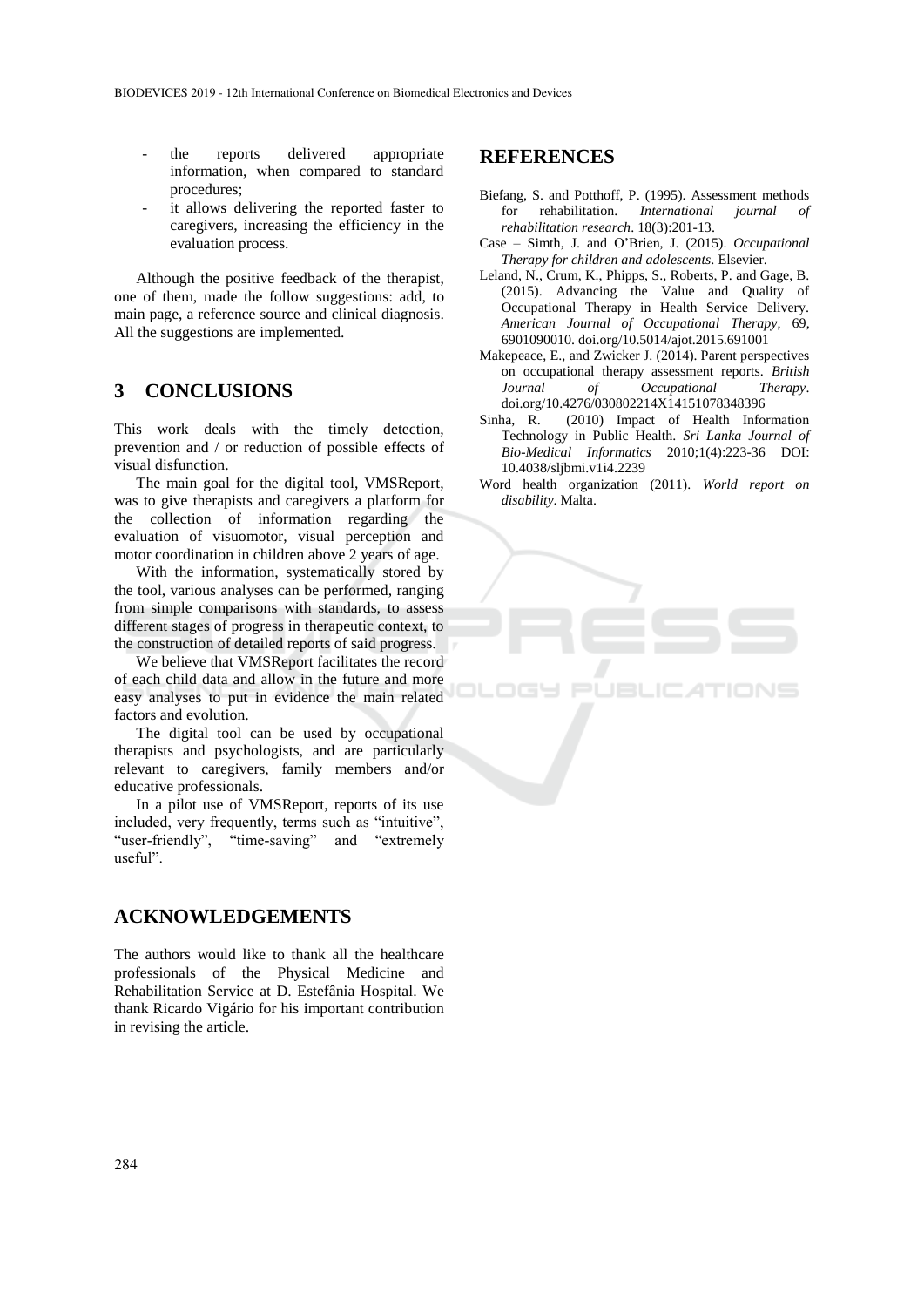- the reports delivered appropriate information, when compared to standard procedures;
- it allows delivering the reported faster to caregivers, increasing the efficiency in the evaluation process.

Although the positive feedback of the therapist, one of them, made the follow suggestions: add, to main page, a reference source and clinical diagnosis. All the suggestions are implemented.

## 3 CONCLUSIONS

This work deals with the timely detection, prevention and / or reduction of possible effects of visual disfunction.

The main goal for the digital tool, VMSReport, was to give therapists and caregivers a platform for the collection of information regarding the evaluation of visuomotor, visual perception and motor coordination in children above 2 years of age.

With the information, systematically stored by the tool, various analyses can be performed, ranging from simple comparisons with standards, to assess different stages of progress in therapeutic context, to the construction of detailed reports of said progress.

We believe that VMSReport facilitates the record of each child data and allow in the future and more easy analyses to put in evidence the main related factors and evolution.

The digital tool can be used by occupational therapists and psychologists, and are particularly relevant to caregivers, family members and/or educative professionals.

In a pilot use of VMSReport, reports of its use included, very frequently, terms such as "intuitive", "user-friendly", "time-saving" and "extremely useful".

## ACKNOWLEDGEMENTS

The authors would like to thank all the healthcare professionals of the Physical Medicine and Rehabilitation Service at D. Estefânia Hospital. We thank Ricardo Vigário for his important contribution in revising the article.

## REFERENCES

Biefang, S. and Potthoff, P. (1995). Assessment methods for rehabilitation. *International journal of rehabilitation research*. 18(3):201-13.

Case – Simth, J. and O'Brien, J. (2015). *Occupational Therapy for children and adolescents*. Elsevier.

Leland, N., Crum, K., Phipps, S., Roberts, P. and Gage, B. (2015). Advancing the Value and Quality of Occupational Therapy in Health Service Delivery. *American Journal of Occupational Therapy*, 69, 6901090010. doi.org/10.5014/ajot.2015.691001

Makepeace, E., and Zwicker J. (2014). Parent perspectives on occupational therapy assessment reports. *British Journal of Occupational Therapy*. doi.org/10.4276/030802214X14151078348396

Sinha, R. (2010) Impact of Health Information Technology in Public Health. *Sri Lanka Journal of Bio-Medical Informatics* 2010;1(4):223-36 DOI: 10.4038/sljbmi.v1i4.2239

Word health organization (2011). *World report on disability*. Malta.